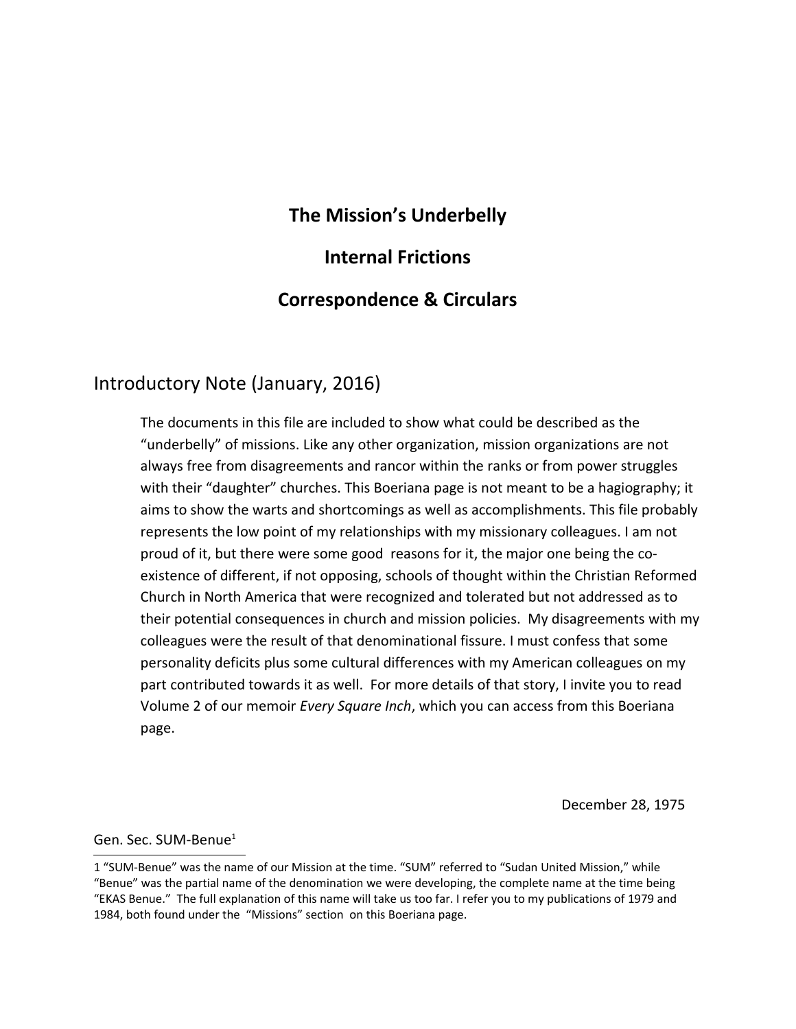# The Mission's Underbelly

# Internal Frictions

# Correspondence & Circulars

## Introductory Note (January, 2016)

The documents in this file are included to show what could be described as the "underbelly" of missions. Like any other organization, mission organizations are not always free from disagreements and rancor within the ranks or from power struggles with their "daughter" churches. This Boeriana page is not meant to be a hagiography; it aims to show the warts and shortcomings as well as accomplishments. This file probably represents the low point of my relationships with my missionary colleagues. I am not proud of it, but there were some good reasons for it, the major one being the co-existence of different, if not opposing, schools of thought within the Christian Reformed Church in North America that were recognized and tolerated but not addressed as to their potential consequences in church and mission policies. My disagreements with my colleagues were the result of that denominational fissure. I must confess that some personality deficits plus some cultural differences with my American colleagues on my part contributed towards it as well. For more details of that story, I invite you to read Volume 2 of our memoir *Every Square Inch*, which you can access from this Boeriana page.

December 28, 1975

Gen. Sec. SUM-Benue[1]

---

1 "SUM-Benue" was the name of our Mission at the time. "SUM" referred to "Sudan United Mission," while "Benue" was the partial name of the denomination we were developing, the complete name at the time being "EKAS Benue." The full explanation of this name will take us too far. I refer you to my publications of 1979 and 1984, both found under the "Missions" section on this Boeriana page.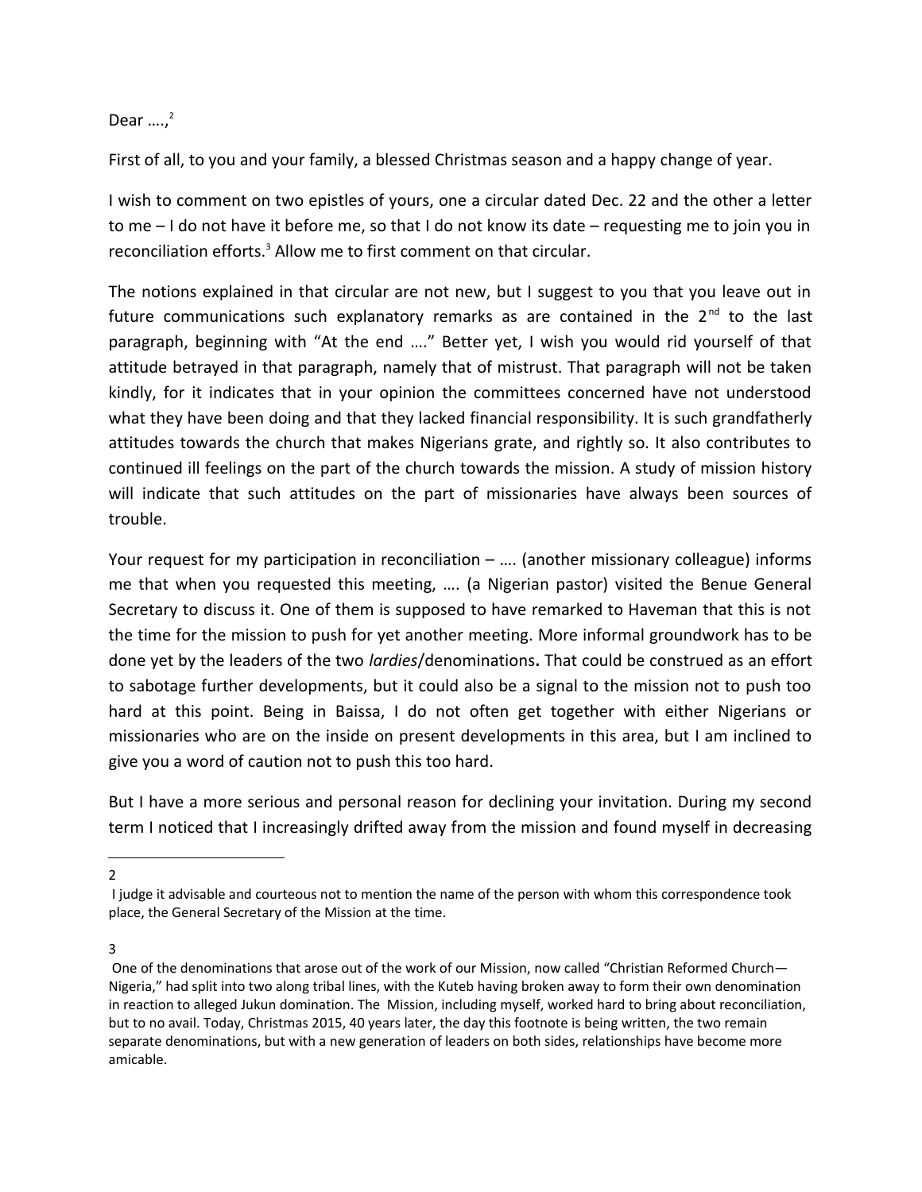Dear ….,[2]

First of all, to you and your family, a blessed Christmas season and a happy change of year.

I wish to comment on two epistles of yours, one a circular dated Dec. 22 and the other a letter to me – I do not have it before me, so that I do not know its date – requesting me to join you in reconciliation efforts.[3] Allow me to first comment on that circular.

The notions explained in that circular are not new, but I suggest to you that you leave out in future communications such explanatory remarks as are contained in the 2nd to the last paragraph, beginning with "At the end …." Better yet, I wish you would rid yourself of that attitude betrayed in that paragraph, namely that of mistrust. That paragraph will not be taken kindly, for it indicates that in your opinion the committees concerned have not understood what they have been doing and that they lacked financial responsibility. It is such grandfatherly attitudes towards the church that makes Nigerians grate, and rightly so. It also contributes to continued ill feelings on the part of the church towards the mission. A study of mission history will indicate that such attitudes on the part of missionaries have always been sources of trouble.

Your request for my participation in reconciliation – …. (another missionary colleague) informs me that when you requested this meeting, …. (a Nigerian pastor) visited the Benue General Secretary to discuss it. One of them is supposed to have remarked to Haveman that this is not the time for the mission to push for yet another meeting. More informal groundwork has to be done yet by the leaders of the two *lardies*/denominations**.** That could be construed as an effort to sabotage further developments, but it could also be a signal to the mission not to push too hard at this point. Being in Baissa, I do not often get together with either Nigerians or missionaries who are on the inside on present developments in this area, but I am inclined to give you a word of caution not to push this too hard.

But I have a more serious and personal reason for declining your invitation. During my second term I noticed that I increasingly drifted away from the mission and found myself in decreasing

---

[2] I judge it advisable and courteous not to mention the name of the person with whom this correspondence took place, the General Secretary of the Mission at the time.

[3] One of the denominations that arose out of the work of our Mission, now called "Christian Reformed Church—Nigeria," had split into two along tribal lines, with the Kuteb having broken away to form their own denomination in reaction to alleged Jukun domination. The Mission, including myself, worked hard to bring about reconciliation, but to no avail. Today, Christmas 2015, 40 years later, the day this footnote is being written, the two remain separate denominations, but with a new generation of leaders on both sides, relationships have become more amicable.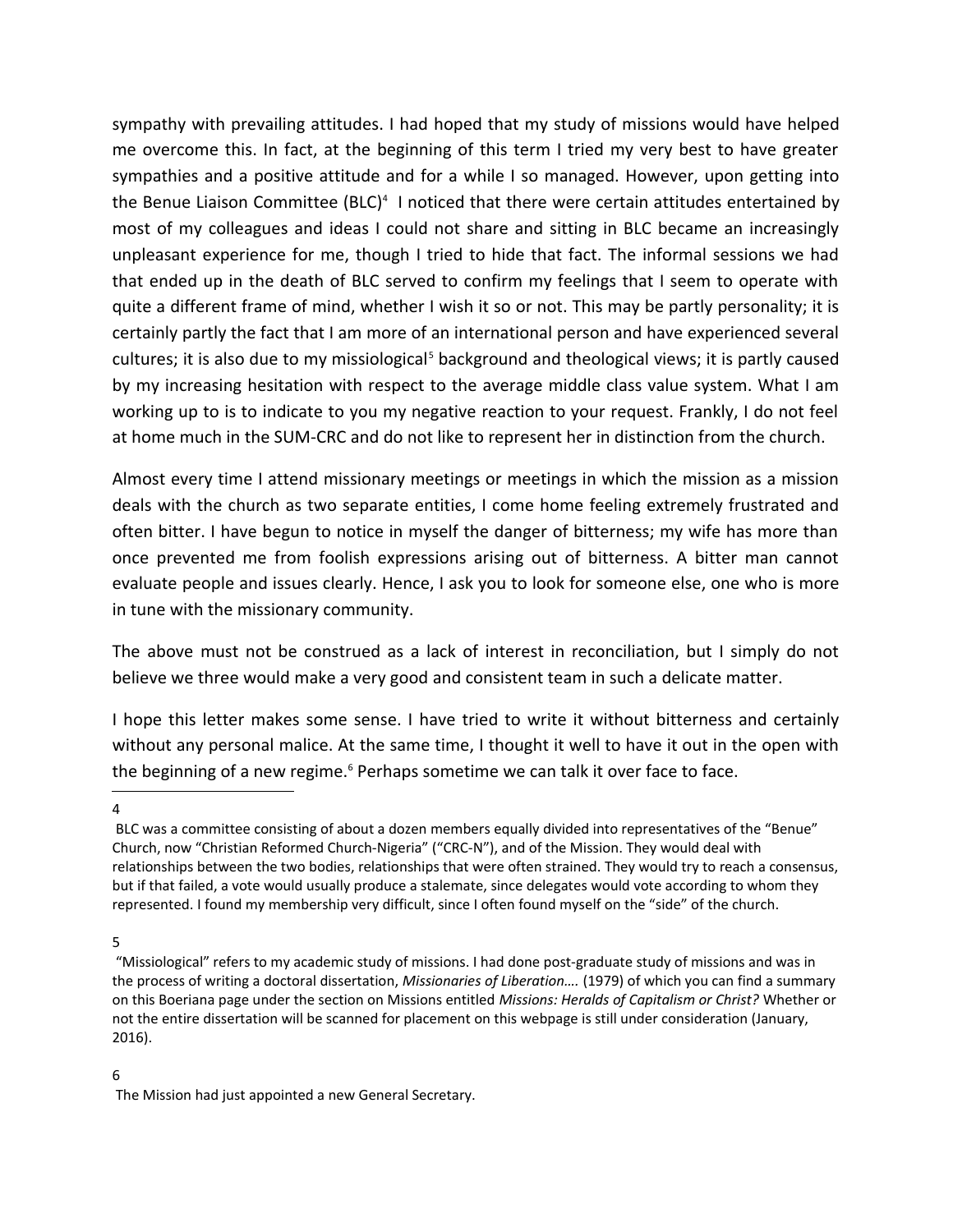sympathy with prevailing attitudes. I had hoped that my study of missions would have helped me overcome this. In fact, at the beginning of this term I tried my very best to have greater sympathies and a positive attitude and for a while I so managed. However, upon getting into the Benue Liaison Committee (BLC)[4] I noticed that there were certain attitudes entertained by most of my colleagues and ideas I could not share and sitting in BLC became an increasingly unpleasant experience for me, though I tried to hide that fact. The informal sessions we had that ended up in the death of BLC served to confirm my feelings that I seem to operate with quite a different frame of mind, whether I wish it so or not. This may be partly personality; it is certainly partly the fact that I am more of an international person and have experienced several cultures; it is also due to my missiological[5] background and theological views; it is partly caused by my increasing hesitation with respect to the average middle class value system. What I am working up to is to indicate to you my negative reaction to your request. Frankly, I do not feel at home much in the SUM-CRC and do not like to represent her in distinction from the church.

Almost every time I attend missionary meetings or meetings in which the mission as a mission deals with the church as two separate entities, I come home feeling extremely frustrated and often bitter. I have begun to notice in myself the danger of bitterness; my wife has more than once prevented me from foolish expressions arising out of bitterness. A bitter man cannot evaluate people and issues clearly. Hence, I ask you to look for someone else, one who is more in tune with the missionary community.

The above must not be construed as a lack of interest in reconciliation, but I simply do not believe we three would make a very good and consistent team in such a delicate matter.

I hope this letter makes some sense. I have tried to write it without bitterness and certainly without any personal malice. At the same time, I thought it well to have it out in the open with the beginning of a new regime.[6] Perhaps sometime we can talk it over face to face.

---

4

BLC was a committee consisting of about a dozen members equally divided into representatives of the "Benue" Church, now "Christian Reformed Church-Nigeria" ("CRC-N"), and of the Mission. They would deal with relationships between the two bodies, relationships that were often strained. They would try to reach a consensus, but if that failed, a vote would usually produce a stalemate, since delegates would vote according to whom they represented. I found my membership very difficult, since I often found myself on the "side" of the church.

5

"Missiological" refers to my academic study of missions. I had done post-graduate study of missions and was in the process of writing a doctoral dissertation, *Missionaries of Liberation….* (1979) of which you can find a summary on this Boeriana page under the section on Missions entitled *Missions: Heralds of Capitalism or Christ?* Whether or not the entire dissertation will be scanned for placement on this webpage is still under consideration (January, 2016).

6

The Mission had just appointed a new General Secretary.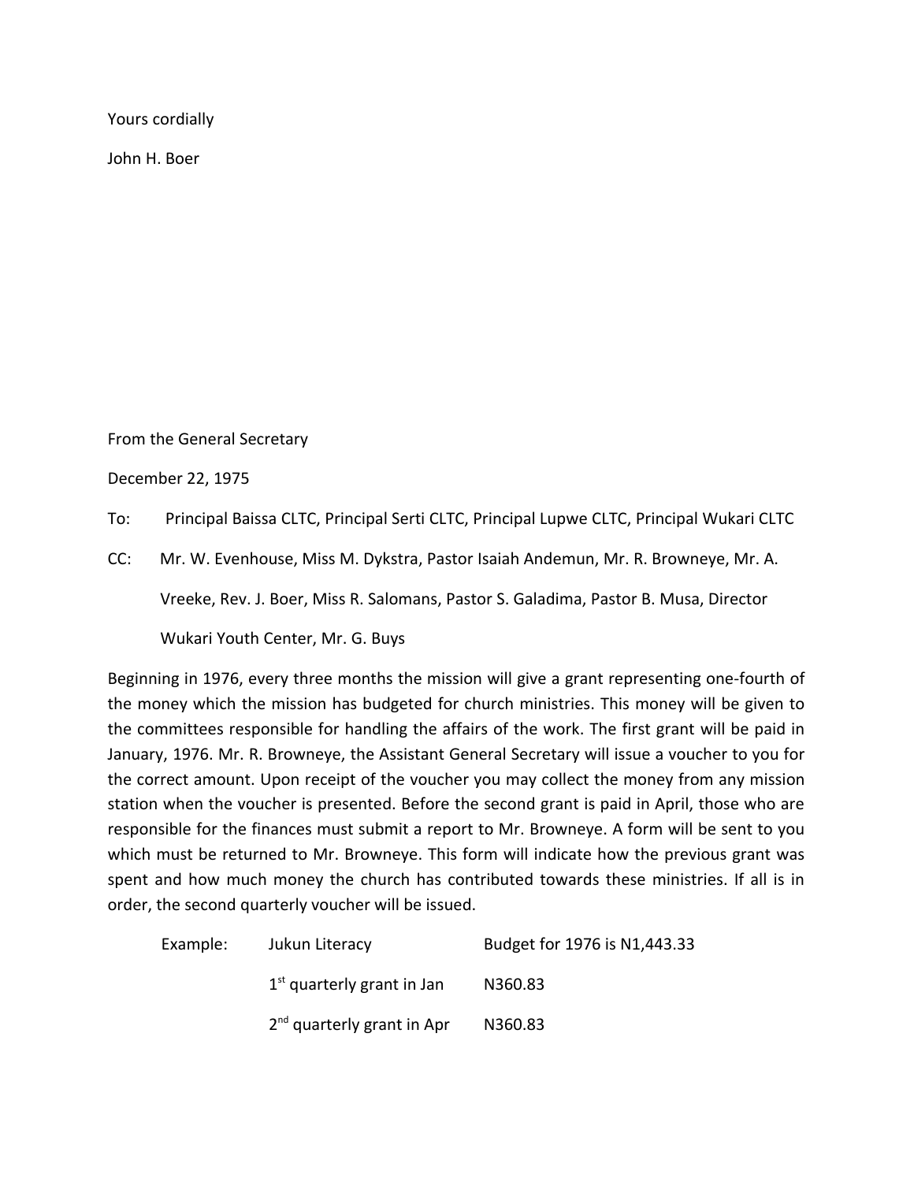Yours cordially

John H. Boer

From the General Secretary

December 22, 1975

To: Principal Baissa CLTC, Principal Serti CLTC, Principal Lupwe CLTC, Principal Wukari CLTC

CC: Mr. W. Evenhouse, Miss M. Dykstra, Pastor Isaiah Andemun, Mr. R. Browneye, Mr. A. Vreeke, Rev. J. Boer, Miss R. Salomans, Pastor S. Galadima, Pastor B. Musa, Director Wukari Youth Center, Mr. G. Buys

Beginning in 1976, every three months the mission will give a grant representing one-fourth of the money which the mission has budgeted for church ministries. This money will be given to the committees responsible for handling the affairs of the work. The first grant will be paid in January, 1976. Mr. R. Browneye, the Assistant General Secretary will issue a voucher to you for the correct amount. Upon receipt of the voucher you may collect the money from any mission station when the voucher is presented. Before the second grant is paid in April, those who are responsible for the finances must submit a report to Mr. Browneye. A form will be sent to you which must be returned to Mr. Browneye. This form will indicate how the previous grant was spent and how much money the church has contributed towards these ministries. If all is in order, the second quarterly voucher will be issued.

| Example: | Jukun Literacy | Budget for 1976 is N1,443.33 |
|---|---|---|
| | 1st quarterly grant in Jan | N360.83 |
| | 2nd quarterly grant in Apr | N360.83 |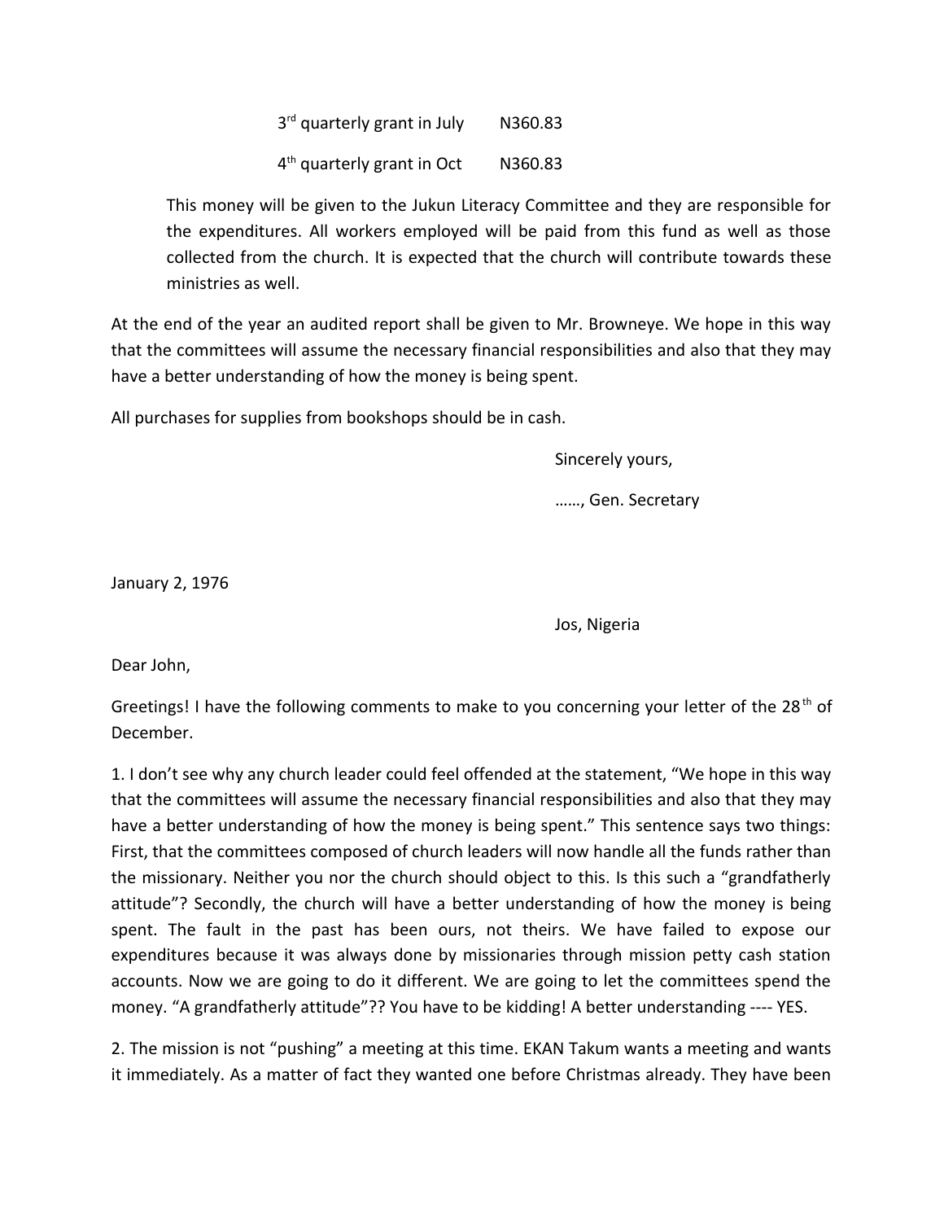3rd quarterly grant in July     N360.83

4th quarterly grant in Oct     N360.83

This money will be given to the Jukun Literacy Committee and they are responsible for the expenditures. All workers employed will be paid from this fund as well as those collected from the church. It is expected that the church will contribute towards these ministries as well.

At the end of the year an audited report shall be given to Mr. Browneye. We hope in this way that the committees will assume the necessary financial responsibilities and also that they may have a better understanding of how the money is being spent.

All purchases for supplies from bookshops should be in cash.

Sincerely yours,

……, Gen. Secretary

January 2, 1976

Jos, Nigeria

Dear John,

Greetings! I have the following comments to make to you concerning your letter of the 28th of December.

1. I don't see why any church leader could feel offended at the statement, "We hope in this way that the committees will assume the necessary financial responsibilities and also that they may have a better understanding of how the money is being spent." This sentence says two things: First, that the committees composed of church leaders will now handle all the funds rather than the missionary. Neither you nor the church should object to this. Is this such a "grandfatherly attitude"? Secondly, the church will have a better understanding of how the money is being spent. The fault in the past has been ours, not theirs. We have failed to expose our expenditures because it was always done by missionaries through mission petty cash station accounts. Now we are going to do it different. We are going to let the committees spend the money. "A grandfatherly attitude"?? You have to be kidding! A better understanding ---- YES.

2. The mission is not "pushing" a meeting at this time. EKAN Takum wants a meeting and wants it immediately. As a matter of fact they wanted one before Christmas already. They have been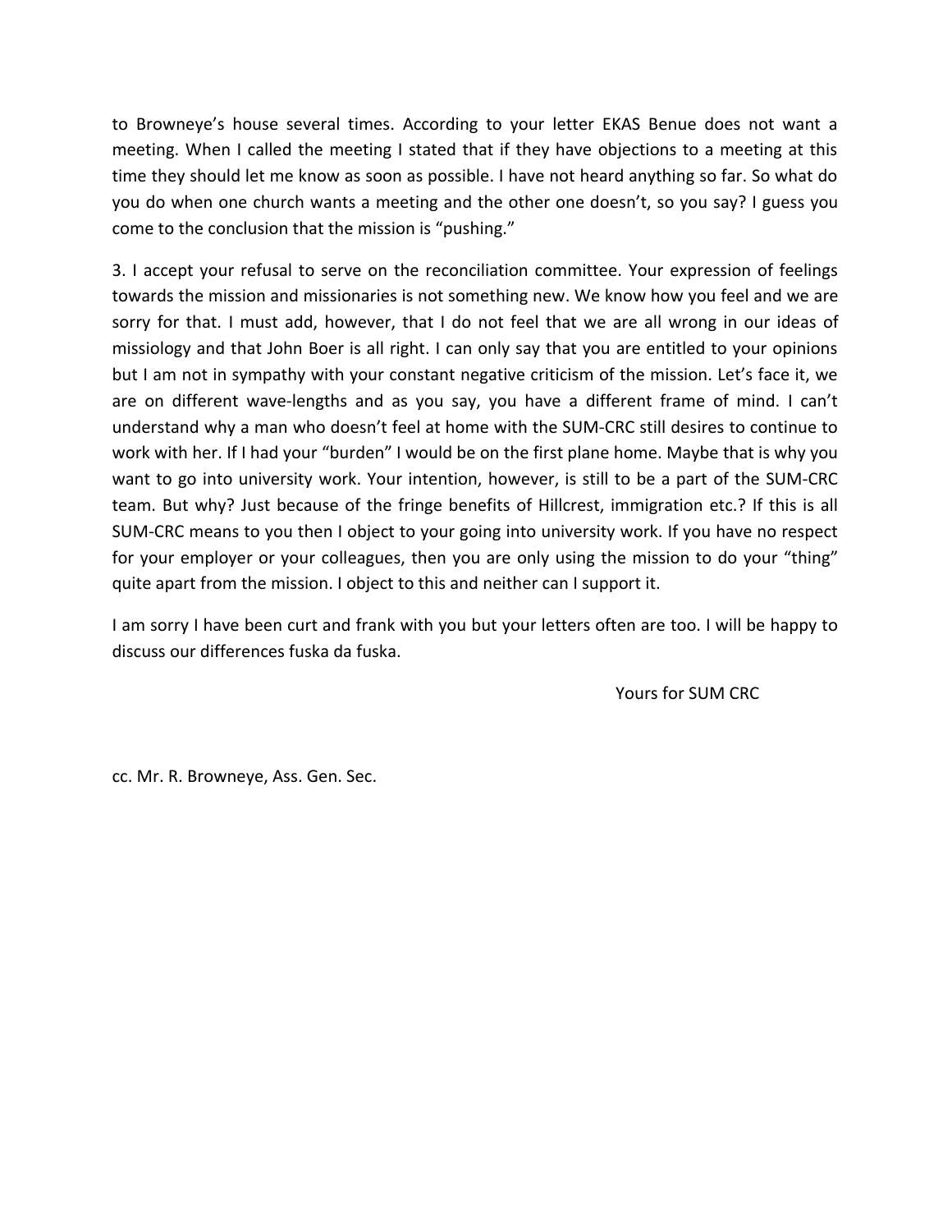to Browneye's house several times. According to your letter EKAS Benue does not want a meeting. When I called the meeting I stated that if they have objections to a meeting at this time they should let me know as soon as possible. I have not heard anything so far. So what do you do when one church wants a meeting and the other one doesn't, so you say? I guess you come to the conclusion that the mission is "pushing."

3. I accept your refusal to serve on the reconciliation committee. Your expression of feelings towards the mission and missionaries is not something new. We know how you feel and we are sorry for that. I must add, however, that I do not feel that we are all wrong in our ideas of missiology and that John Boer is all right. I can only say that you are entitled to your opinions but I am not in sympathy with your constant negative criticism of the mission. Let's face it, we are on different wave-lengths and as you say, you have a different frame of mind. I can't understand why a man who doesn't feel at home with the SUM-CRC still desires to continue to work with her. If I had your "burden" I would be on the first plane home. Maybe that is why you want to go into university work. Your intention, however, is still to be a part of the SUM-CRC team. But why? Just because of the fringe benefits of Hillcrest, immigration etc.? If this is all SUM-CRC means to you then I object to your going into university work. If you have no respect for your employer or your colleagues, then you are only using the mission to do your "thing" quite apart from the mission. I object to this and neither can I support it.

I am sorry I have been curt and frank with you but your letters often are too. I will be happy to discuss our differences fuska da fuska.

Yours for SUM CRC

cc. Mr. R. Browneye, Ass. Gen. Sec.